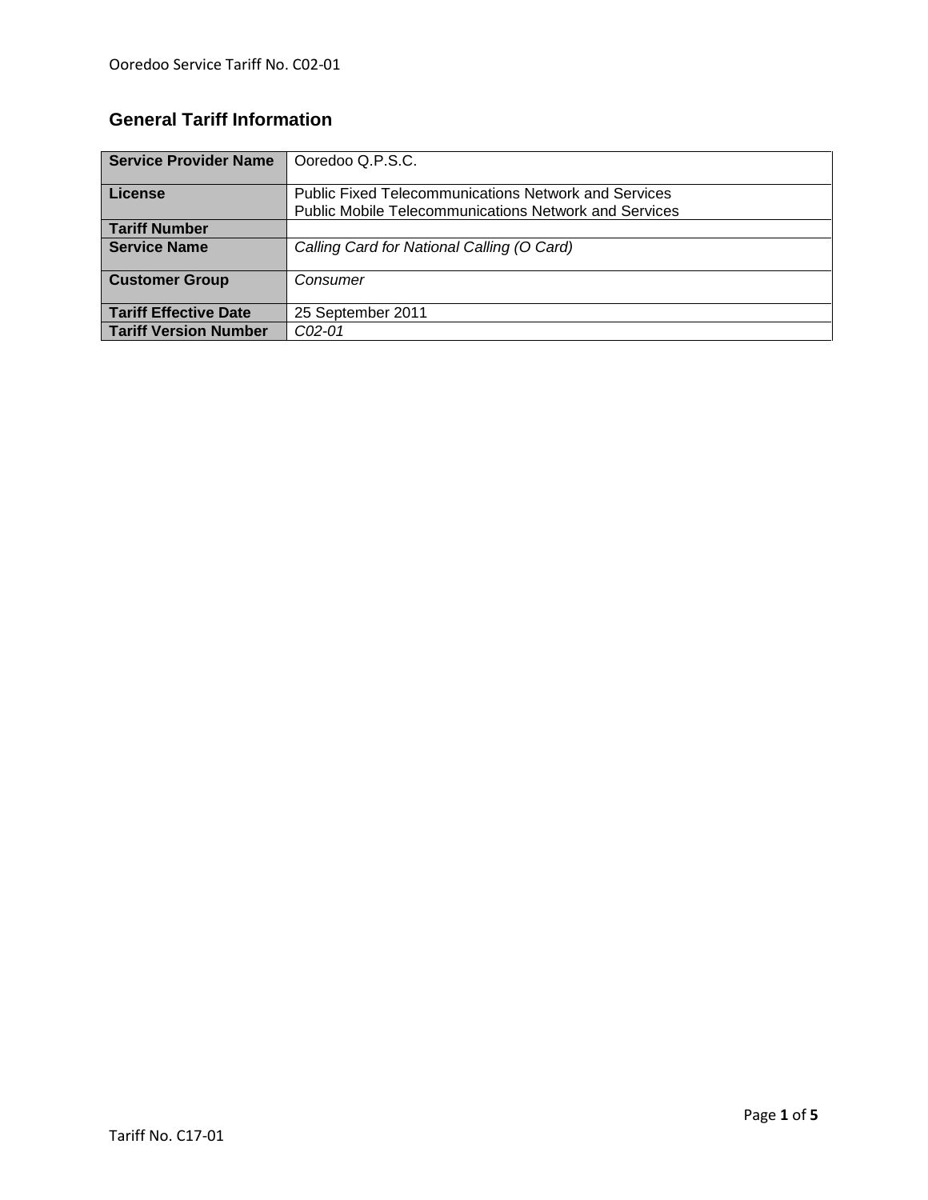## General Tariff Information

| | |
|---|---|
| **Service Provider Name** | Ooredoo Q.P.S.C. |
| **License** | Public Fixed Telecommunications Network and Services<br>Public Mobile Telecommunications Network and Services |
| **Tariff Number** | |
| **Service Name** | *Calling Card for National Calling (O Card)* |
| **Customer Group** | *Consumer* |
| **Tariff Effective Date** | 25 September 2011 |
| **Tariff Version Number** | *C02-01* |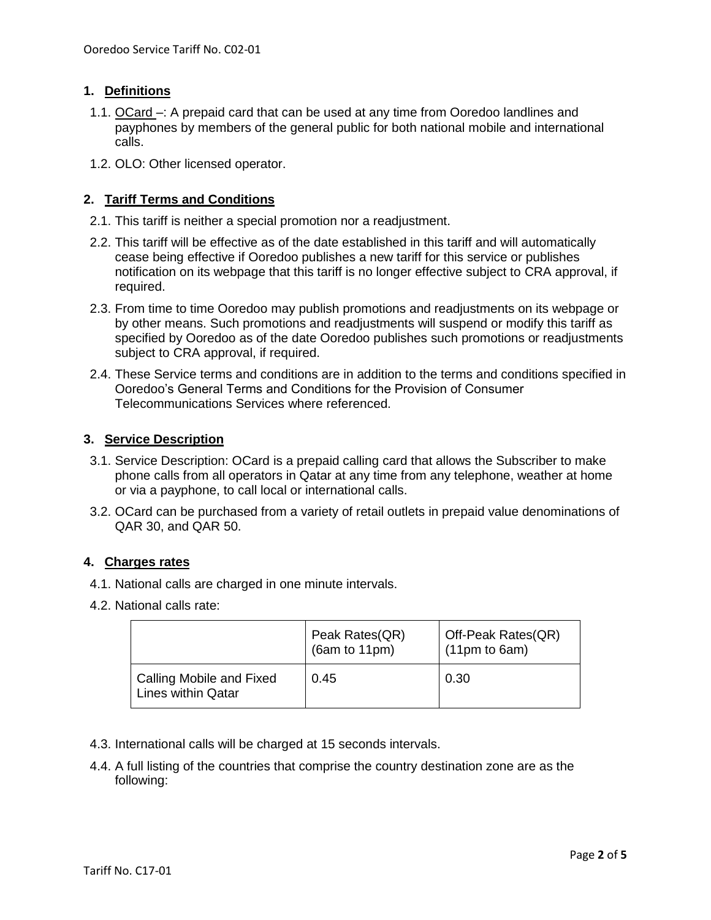## 1. Definitions

1.1. OCard –: A prepaid card that can be used at any time from Ooredoo landlines and payphones by members of the general public for both national mobile and international calls.

1.2. OLO: Other licensed operator.

## 2. Tariff Terms and Conditions

2.1. This tariff is neither a special promotion nor a readjustment.

2.2. This tariff will be effective as of the date established in this tariff and will automatically cease being effective if Ooredoo publishes a new tariff for this service or publishes notification on its webpage that this tariff is no longer effective subject to CRA approval, if required.

2.3. From time to time Ooredoo may publish promotions and readjustments on its webpage or by other means. Such promotions and readjustments will suspend or modify this tariff as specified by Ooredoo as of the date Ooredoo publishes such promotions or readjustments subject to CRA approval, if required.

2.4. These Service terms and conditions are in addition to the terms and conditions specified in Ooredoo's General Terms and Conditions for the Provision of Consumer Telecommunications Services where referenced.

## 3. Service Description

3.1. Service Description: OCard is a prepaid calling card that allows the Subscriber to make phone calls from all operators in Qatar at any time from any telephone, weather at home or via a payphone, to call local or international calls.

3.2. OCard can be purchased from a variety of retail outlets in prepaid value denominations of QAR 30, and QAR 50.

## 4. Charges rates

4.1. National calls are charged in one minute intervals.

4.2. National calls rate:

| | Peak Rates(QR) (6am to 11pm) | Off-Peak Rates(QR) (11pm to 6am) |
|---|---|---|
| Calling Mobile and Fixed Lines within Qatar | 0.45 | 0.30 |

4.3. International calls will be charged at 15 seconds intervals.

4.4. A full listing of the countries that comprise the country destination zone are as the following: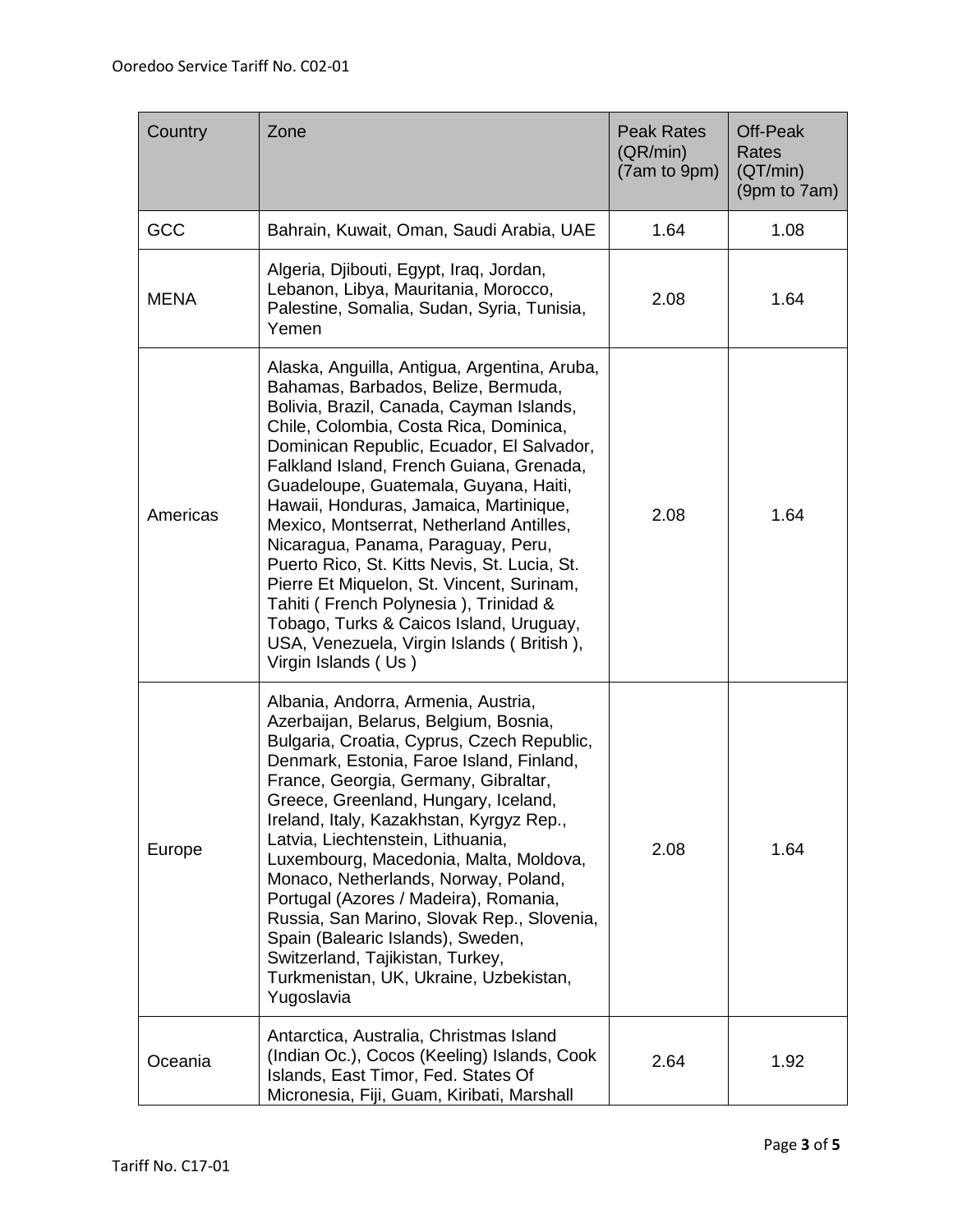| Country | Zone | Peak Rates (QR/min) (7am to 9pm) | Off-Peak Rates (QT/min) (9pm to 7am) |
|---|---|---|---|
| GCC | Bahrain, Kuwait, Oman, Saudi Arabia, UAE | 1.64 | 1.08 |
| MENA | Algeria, Djibouti, Egypt, Iraq, Jordan, Lebanon, Libya, Mauritania, Morocco, Palestine, Somalia, Sudan, Syria, Tunisia, Yemen | 2.08 | 1.64 |
| Americas | Alaska, Anguilla, Antigua, Argentina, Aruba, Bahamas, Barbados, Belize, Bermuda, Bolivia, Brazil, Canada, Cayman Islands, Chile, Colombia, Costa Rica, Dominica, Dominican Republic, Ecuador, El Salvador, Falkland Island, French Guiana, Grenada, Guadeloupe, Guatemala, Guyana, Haiti, Hawaii, Honduras, Jamaica, Martinique, Mexico, Montserrat, Netherland Antilles, Nicaragua, Panama, Paraguay, Peru, Puerto Rico, St. Kitts Nevis, St. Lucia, St. Pierre Et Miquelon, St. Vincent, Surinam, Tahiti ( French Polynesia ), Trinidad & Tobago, Turks & Caicos Island, Uruguay, USA, Venezuela, Virgin Islands ( British ), Virgin Islands ( Us ) | 2.08 | 1.64 |
| Europe | Albania, Andorra, Armenia, Austria, Azerbaijan, Belarus, Belgium, Bosnia, Bulgaria, Croatia, Cyprus, Czech Republic, Denmark, Estonia, Faroe Island, Finland, France, Georgia, Germany, Gibraltar, Greece, Greenland, Hungary, Iceland, Ireland, Italy, Kazakhstan, Kyrgyz Rep., Latvia, Liechtenstein, Lithuania, Luxembourg, Macedonia, Malta, Moldova, Monaco, Netherlands, Norway, Poland, Portugal (Azores / Madeira), Romania, Russia, San Marino, Slovak Rep., Slovenia, Spain (Balearic Islands), Sweden, Switzerland, Tajikistan, Turkey, Turkmenistan, UK, Ukraine, Uzbekistan, Yugoslavia | 2.08 | 1.64 |
| Oceania | Antarctica, Australia, Christmas Island (Indian Oc.), Cocos (Keeling) Islands, Cook Islands, East Timor, Fed. States Of Micronesia, Fiji, Guam, Kiribati, Marshall | 2.64 | 1.92 |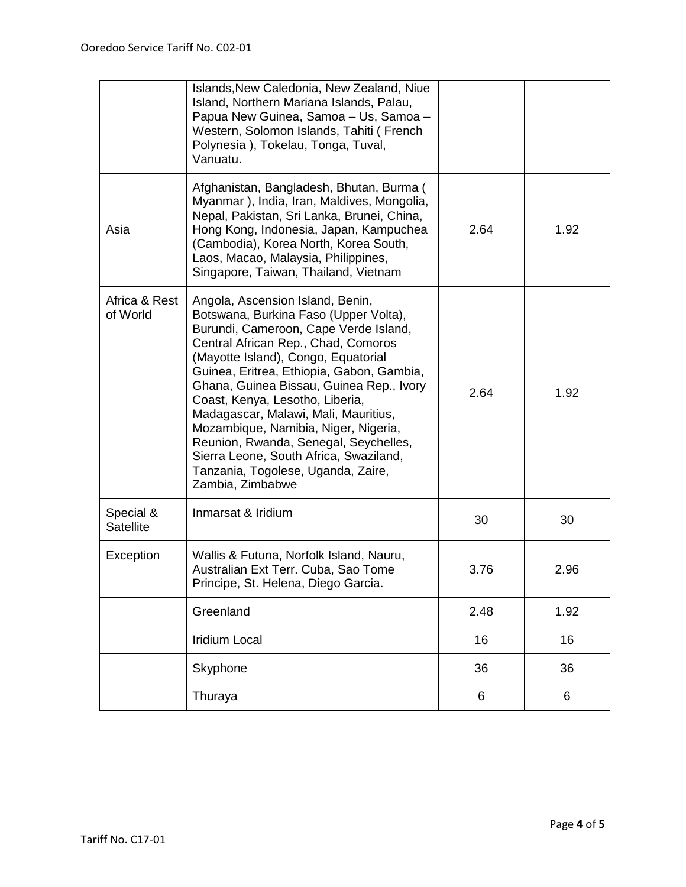| | | | |
|---|---|---|---|
| | Islands,New Caledonia, New Zealand, Niue Island, Northern Mariana Islands, Palau, Papua New Guinea, Samoa – Us, Samoa – Western, Solomon Islands, Tahiti ( French Polynesia ), Tokelau, Tonga, Tuval, Vanuatu. | | |
| Asia | Afghanistan, Bangladesh, Bhutan, Burma ( Myanmar ), India, Iran, Maldives, Mongolia, Nepal, Pakistan, Sri Lanka, Brunei, China, Hong Kong, Indonesia, Japan, Kampuchea (Cambodia), Korea North, Korea South, Laos, Macao, Malaysia, Philippines, Singapore, Taiwan, Thailand, Vietnam | 2.64 | 1.92 |
| Africa & Rest of World | Angola, Ascension Island, Benin, Botswana, Burkina Faso (Upper Volta), Burundi, Cameroon, Cape Verde Island, Central African Rep., Chad, Comoros (Mayotte Island), Congo, Equatorial Guinea, Eritrea, Ethiopia, Gabon, Gambia, Ghana, Guinea Bissau, Guinea Rep., Ivory Coast, Kenya, Lesotho, Liberia, Madagascar, Malawi, Mali, Mauritius, Mozambique, Namibia, Niger, Nigeria, Reunion, Rwanda, Senegal, Seychelles, Sierra Leone, South Africa, Swaziland, Tanzania, Togolese, Uganda, Zaire, Zambia, Zimbabwe | 2.64 | 1.92 |
| Special & Satellite | Inmarsat & Iridium | 30 | 30 |
| Exception | Wallis & Futuna, Norfolk Island, Nauru, Australian Ext Terr. Cuba, Sao Tome Principe, St. Helena, Diego Garcia. | 3.76 | 2.96 |
| | Greenland | 2.48 | 1.92 |
| | Iridium Local | 16 | 16 |
| | Skyphone | 36 | 36 |
| | Thuraya | 6 | 6 |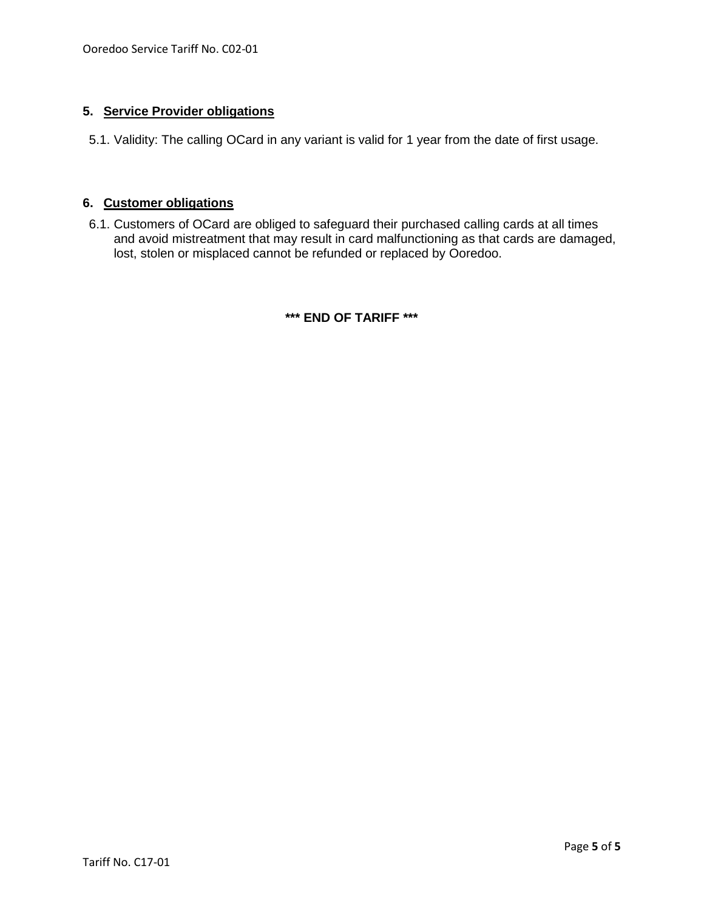## 5. Service Provider obligations

5.1. Validity: The calling OCard in any variant is valid for 1 year from the date of first usage.

## 6. Customer obligations

6.1. Customers of OCard are obliged to safeguard their purchased calling cards at all times and avoid mistreatment that may result in card malfunctioning as that cards are damaged, lost, stolen or misplaced cannot be refunded or replaced by Ooredoo.

**\*\*\* END OF TARIFF \*\*\***